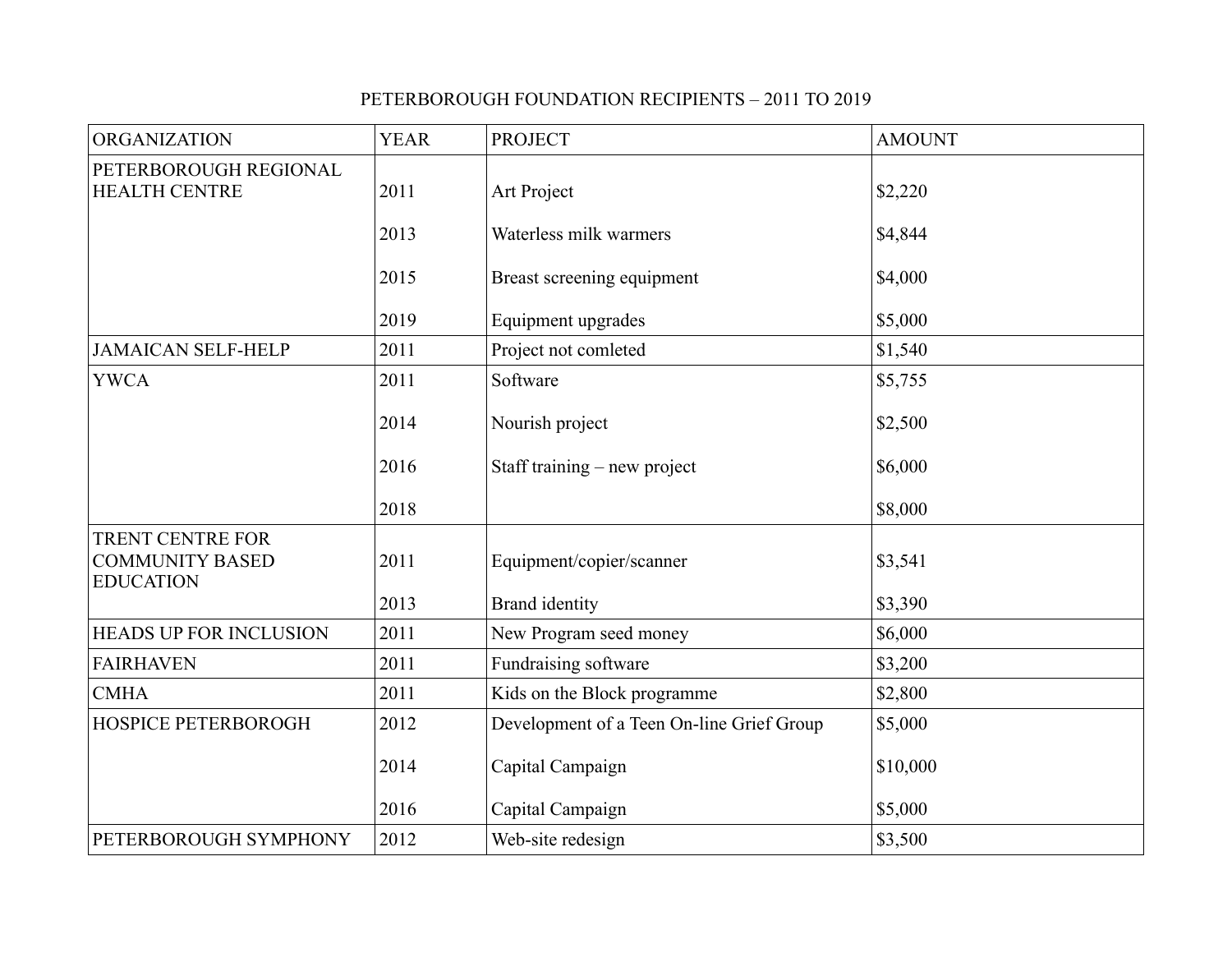PETERBOROUGH FOUNDATION RECIPIENTS – 2011 TO 2019

| ORGANIZATION | YEAR | PROJECT | AMOUNT |
|---|---|---|---|
| PETERBOROUGH REGIONAL HEALTH CENTRE | 2011 | Art Project | $2,220 |
| | 2013 | Waterless milk warmers | $4,844 |
| | 2015 | Breast screening equipment | $4,000 |
| | 2019 | Equipment upgrades | $5,000 |
| JAMAICAN SELF-HELP | 2011 | Project not comleted | $1,540 |
| YWCA | 2011 | Software | $5,755 |
| | 2014 | Nourish project | $2,500 |
| | 2016 | Staff training – new project | $6,000 |
| | 2018 | | $8,000 |
| TRENT CENTRE FOR COMMUNITY BASED EDUCATION | 2011 | Equipment/copier/scanner | $3,541 |
| | 2013 | Brand identity | $3,390 |
| HEADS UP FOR INCLUSION | 2011 | New Program seed money | $6,000 |
| FAIRHAVEN | 2011 | Fundraising software | $3,200 |
| CMHA | 2011 | Kids on the Block programme | $2,800 |
| HOSPICE PETERBOROGH | 2012 | Development of a Teen On-line Grief Group | $5,000 |
| | 2014 | Capital Campaign | $10,000 |
| | 2016 | Capital Campaign | $5,000 |
| PETERBOROUGH SYMPHONY | 2012 | Web-site redesign | $3,500 |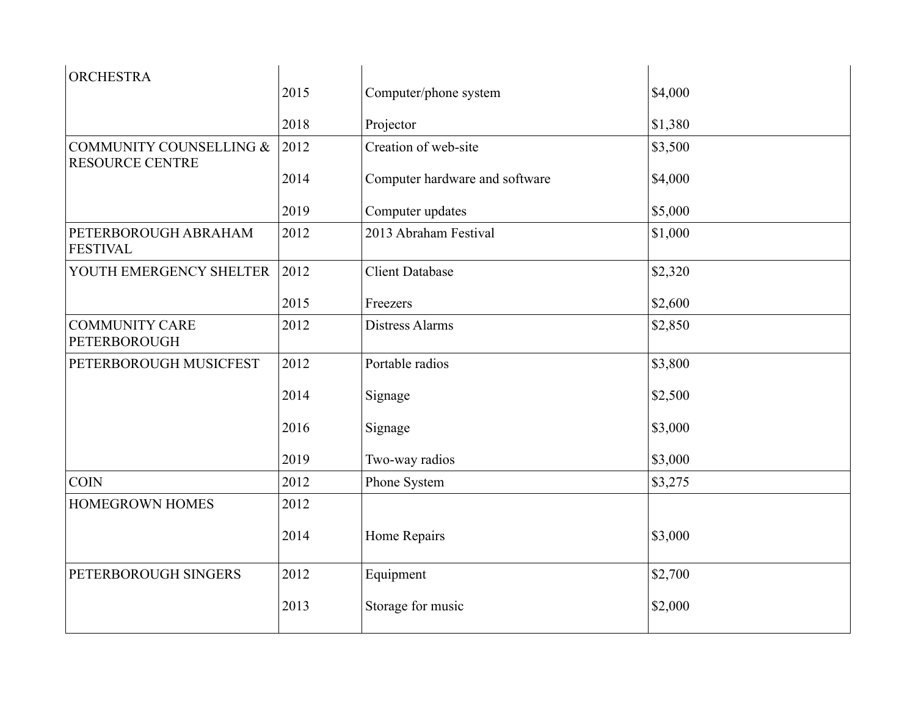| | | | |
|---|---|---|---|
| ORCHESTRA | 2015 | Computer/phone system | $4,000 |
| | 2018 | Projector | $1,380 |
| COMMUNITY COUNSELLING & RESOURCE CENTRE | 2012 | Creation of web-site | $3,500 |
| | 2014 | Computer hardware and software | $4,000 |
| | 2019 | Computer updates | $5,000 |
| PETERBOROUGH ABRAHAM FESTIVAL | 2012 | 2013 Abraham Festival | $1,000 |
| YOUTH EMERGENCY SHELTER | 2012 | Client Database | $2,320 |
| | 2015 | Freezers | $2,600 |
| COMMUNITY CARE PETERBOROUGH | 2012 | Distress Alarms | $2,850 |
| PETERBOROUGH MUSICFEST | 2012 | Portable radios | $3,800 |
| | 2014 | Signage | $2,500 |
| | 2016 | Signage | $3,000 |
| | 2019 | Two-way radios | $3,000 |
| COIN | 2012 | Phone System | $3,275 |
| HOMEGROWN HOMES | 2012 | | |
| | 2014 | Home Repairs | $3,000 |
| PETERBOROUGH SINGERS | 2012 | Equipment | $2,700 |
| | 2013 | Storage for music | $2,000 |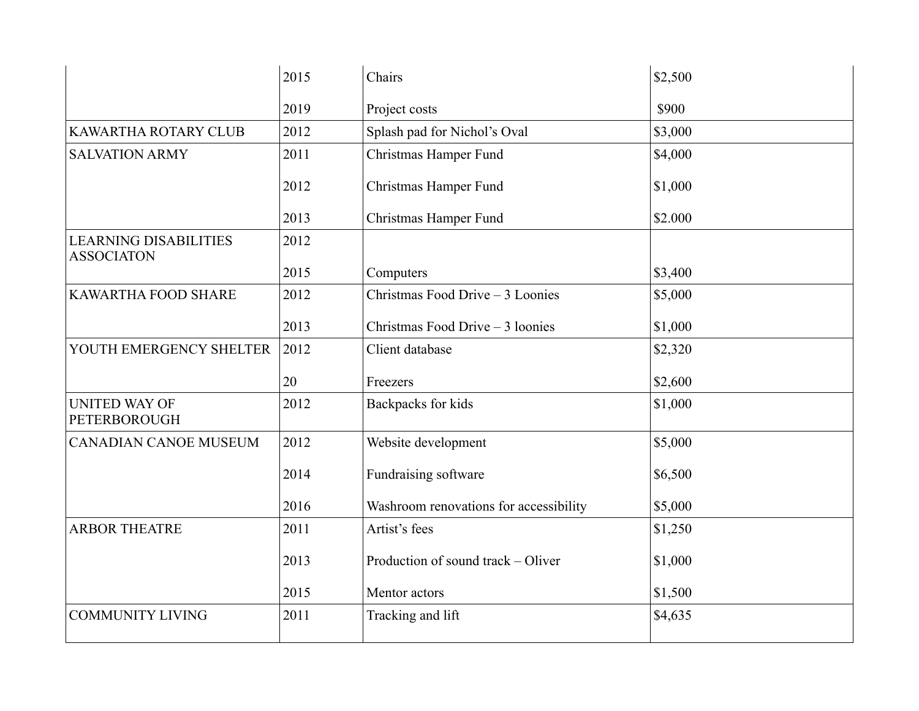| | | | |
|---|---|---|---|
| | 2015 | Chairs | $2,500 |
| | 2019 | Project costs | $900 |
| KAWARTHA ROTARY CLUB | 2012 | Splash pad for Nichol's Oval | $3,000 |
| SALVATION ARMY | 2011 | Christmas Hamper Fund | $4,000 |
| | 2012 | Christmas Hamper Fund | $1,000 |
| | 2013 | Christmas Hamper Fund | $2.000 |
| LEARNING DISABILITIES ASSOCIATON | 2012 | | |
| | 2015 | Computers | $3,400 |
| KAWARTHA FOOD SHARE | 2012 | Christmas Food Drive – 3 Loonies | $5,000 |
| | 2013 | Christmas Food Drive – 3 loonies | $1,000 |
| YOUTH EMERGENCY SHELTER | 2012 | Client database | $2,320 |
| | 20 | Freezers | $2,600 |
| UNITED WAY OF PETERBOROUGH | 2012 | Backpacks for kids | $1,000 |
| CANADIAN CANOE MUSEUM | 2012 | Website development | $5,000 |
| | 2014 | Fundraising software | $6,500 |
| | 2016 | Washroom renovations for accessibility | $5,000 |
| ARBOR THEATRE | 2011 | Artist's fees | $1,250 |
| | 2013 | Production of sound track – Oliver | $1,000 |
| | 2015 | Mentor actors | $1,500 |
| COMMUNITY LIVING | 2011 | Tracking and lift | $4,635 |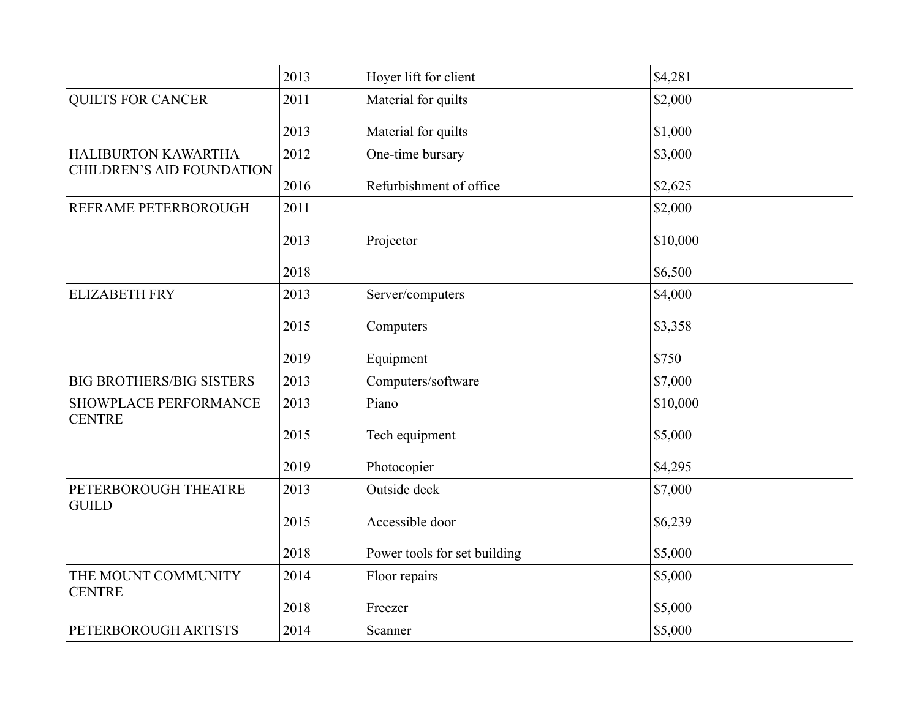| | | | |
|---|---|---|---|
| | 2013 | Hoyer lift for client | $4,281 |
| QUILTS FOR CANCER | 2011 | Material for quilts | $2,000 |
| | 2013 | Material for quilts | $1,000 |
| HALIBURTON KAWARTHA CHILDREN'S AID FOUNDATION | 2012 | One-time bursary | $3,000 |
| | 2016 | Refurbishment of office | $2,625 |
| REFRAME PETERBOROUGH | 2011 | | $2,000 |
| | 2013 | Projector | $10,000 |
| | 2018 | | $6,500 |
| ELIZABETH FRY | 2013 | Server/computers | $4,000 |
| | 2015 | Computers | $3,358 |
| | 2019 | Equipment | $750 |
| BIG BROTHERS/BIG SISTERS | 2013 | Computers/software | $7,000 |
| SHOWPLACE PERFORMANCE CENTRE | 2013 | Piano | $10,000 |
| | 2015 | Tech equipment | $5,000 |
| | 2019 | Photocopier | $4,295 |
| PETERBOROUGH THEATRE GUILD | 2013 | Outside deck | $7,000 |
| | 2015 | Accessible door | $6,239 |
| | 2018 | Power tools for set building | $5,000 |
| THE MOUNT COMMUNITY CENTRE | 2014 | Floor repairs | $5,000 |
| | 2018 | Freezer | $5,000 |
| PETERBOROUGH ARTISTS | 2014 | Scanner | $5,000 |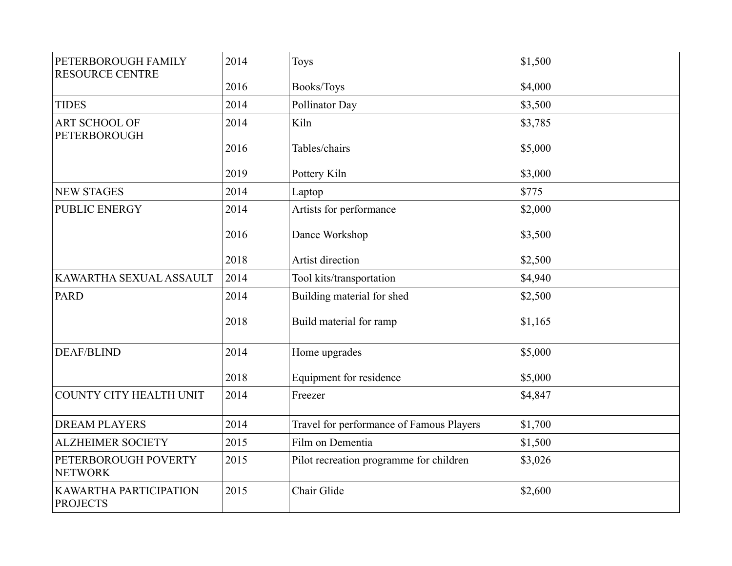| PETERBOROUGH FAMILY RESOURCE CENTRE | 2014 | Toys | $1,500 |
|---|---|---|---|
| | 2016 | Books/Toys | $4,000 |
| TIDES | 2014 | Pollinator Day | $3,500 |
| ART SCHOOL OF PETERBOROUGH | 2014 | Kiln | $3,785 |
| | 2016 | Tables/chairs | $5,000 |
| | 2019 | Pottery Kiln | $3,000 |
| NEW STAGES | 2014 | Laptop | $775 |
| PUBLIC ENERGY | 2014 | Artists for performance | $2,000 |
| | 2016 | Dance Workshop | $3,500 |
| | 2018 | Artist direction | $2,500 |
| KAWARTHA SEXUAL ASSAULT | 2014 | Tool kits/transportation | $4,940 |
| PARD | 2014 | Building material for shed | $2,500 |
| | 2018 | Build material for ramp | $1,165 |
| DEAF/BLIND | 2014 | Home upgrades | $5,000 |
| | 2018 | Equipment for residence | $5,000 |
| COUNTY CITY HEALTH UNIT | 2014 | Freezer | $4,847 |
| DREAM PLAYERS | 2014 | Travel for performance of Famous Players | $1,700 |
| ALZHEIMER SOCIETY | 2015 | Film on Dementia | $1,500 |
| PETERBOROUGH POVERTY NETWORK | 2015 | Pilot recreation programme for children | $3,026 |
| KAWARTHA PARTICIPATION PROJECTS | 2015 | Chair Glide | $2,600 |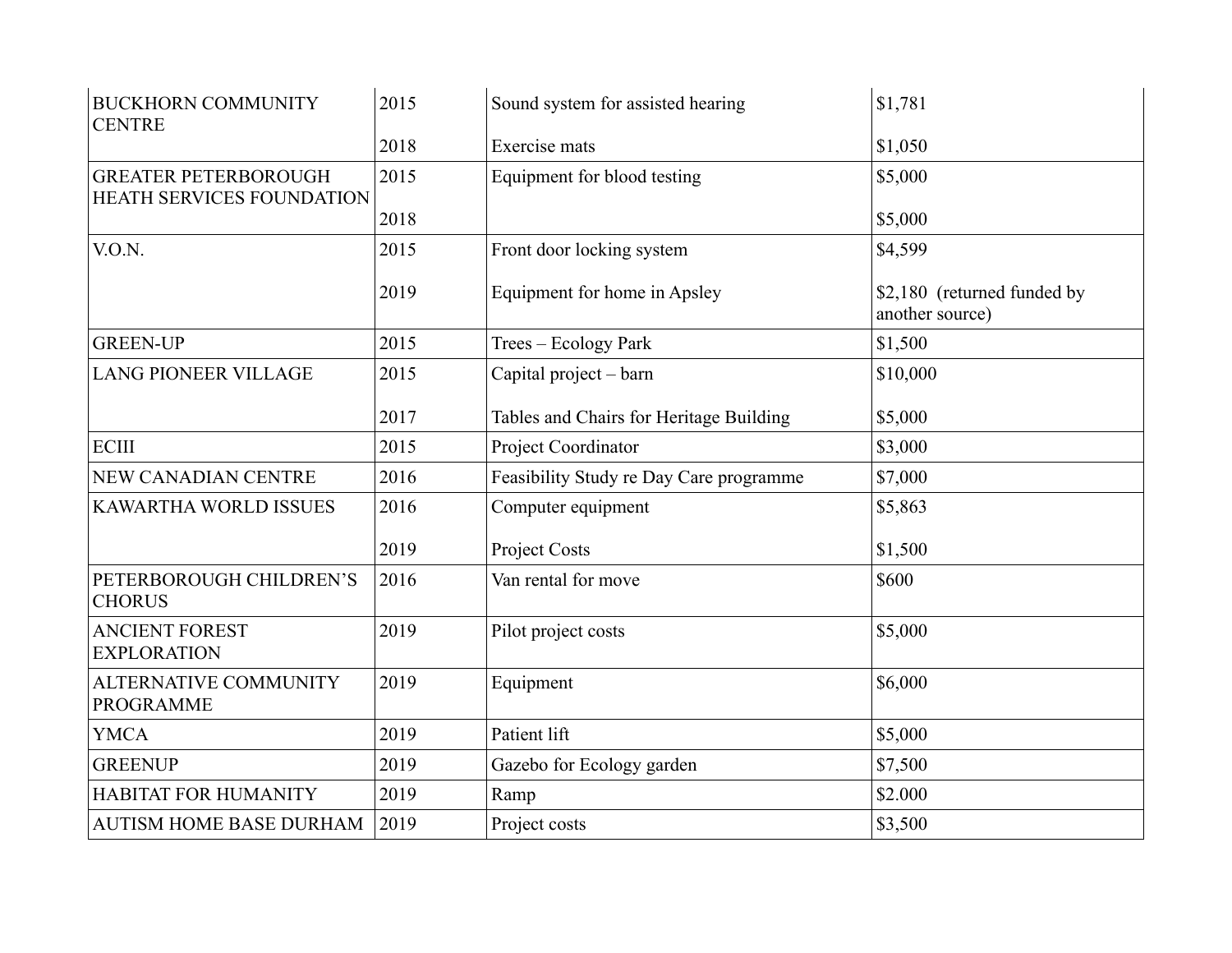| BUCKHORN COMMUNITY CENTRE | 2015 | Sound system for assisted hearing | $1,781 |
|---|---|---|---|
| | 2018 | Exercise mats | $1,050 |
| GREATER PETERBOROUGH HEATH SERVICES FOUNDATION | 2015 | Equipment for blood testing | $5,000 |
| | 2018 | | $5,000 |
| V.O.N. | 2015 | Front door locking system | $4,599 |
| | 2019 | Equipment for home in Apsley | $2,180 (returned funded by another source) |
| GREEN-UP | 2015 | Trees – Ecology Park | $1,500 |
| LANG PIONEER VILLAGE | 2015 | Capital project – barn | $10,000 |
| | 2017 | Tables and Chairs for Heritage Building | $5,000 |
| ECIII | 2015 | Project Coordinator | $3,000 |
| NEW CANADIAN CENTRE | 2016 | Feasibility Study re Day Care programme | $7,000 |
| KAWARTHA WORLD ISSUES | 2016 | Computer equipment | $5,863 |
| | 2019 | Project Costs | $1,500 |
| PETERBOROUGH CHILDREN'S CHORUS | 2016 | Van rental for move | $600 |
| ANCIENT FOREST EXPLORATION | 2019 | Pilot project costs | $5,000 |
| ALTERNATIVE COMMUNITY PROGRAMME | 2019 | Equipment | $6,000 |
| YMCA | 2019 | Patient lift | $5,000 |
| GREENUP | 2019 | Gazebo for Ecology garden | $7,500 |
| HABITAT FOR HUMANITY | 2019 | Ramp | $2.000 |
| AUTISM HOME BASE DURHAM | 2019 | Project costs | $3,500 |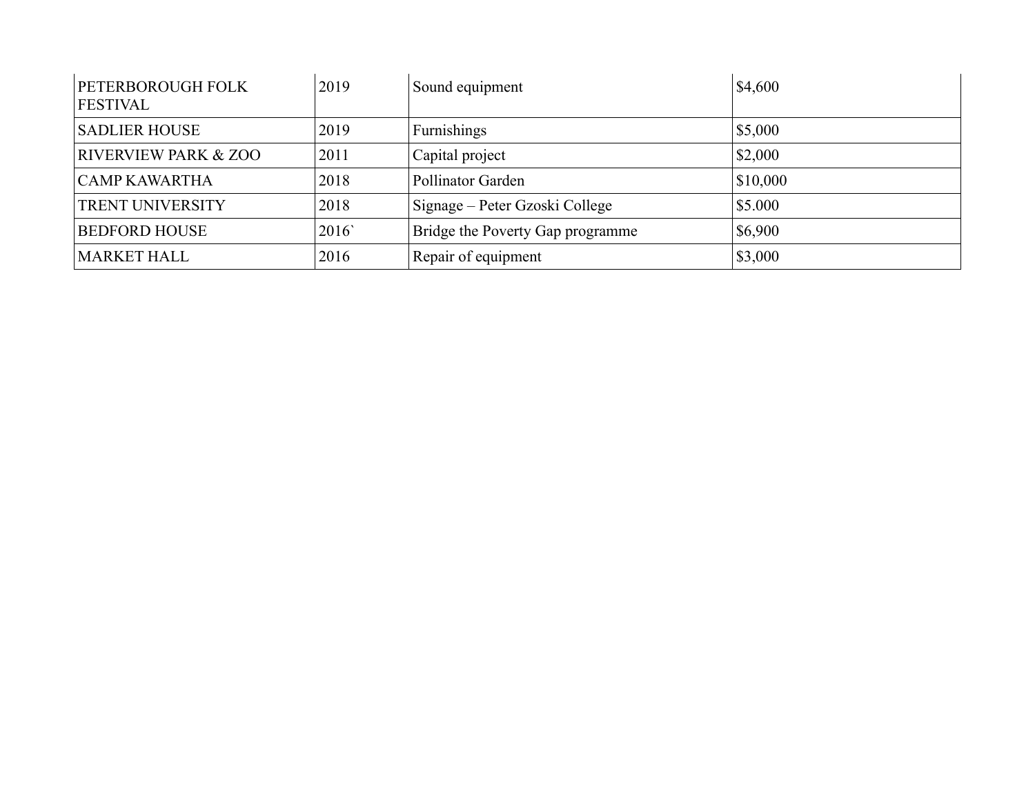| | | | |
|---|---|---|---|
| PETERBOROUGH FOLK FESTIVAL | 2019 | Sound equipment | $4,600 |
| SADLIER HOUSE | 2019 | Furnishings | $5,000 |
| RIVERVIEW PARK & ZOO | 2011 | Capital project | $2,000 |
| CAMP KAWARTHA | 2018 | Pollinator Garden | $10,000 |
| TRENT UNIVERSITY | 2018 | Signage – Peter Gzoski College | $5.000 |
| BEDFORD HOUSE | 2016` | Bridge the Poverty Gap programme | $6,900 |
| MARKET HALL | 2016 | Repair of equipment | $3,000 |